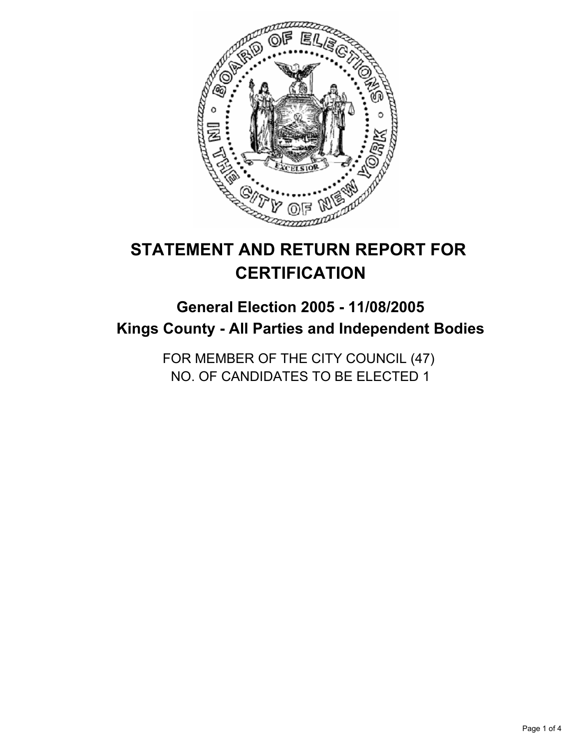# STATEMENT AND RETURN REPORT FOR CERTIFICATION

## General Election 2005 - 11/08/2005
## Kings County - All Parties and Independent Bodies

FOR MEMBER OF THE CITY COUNCIL (47)
NO. OF CANDIDATES TO BE ELECTED 1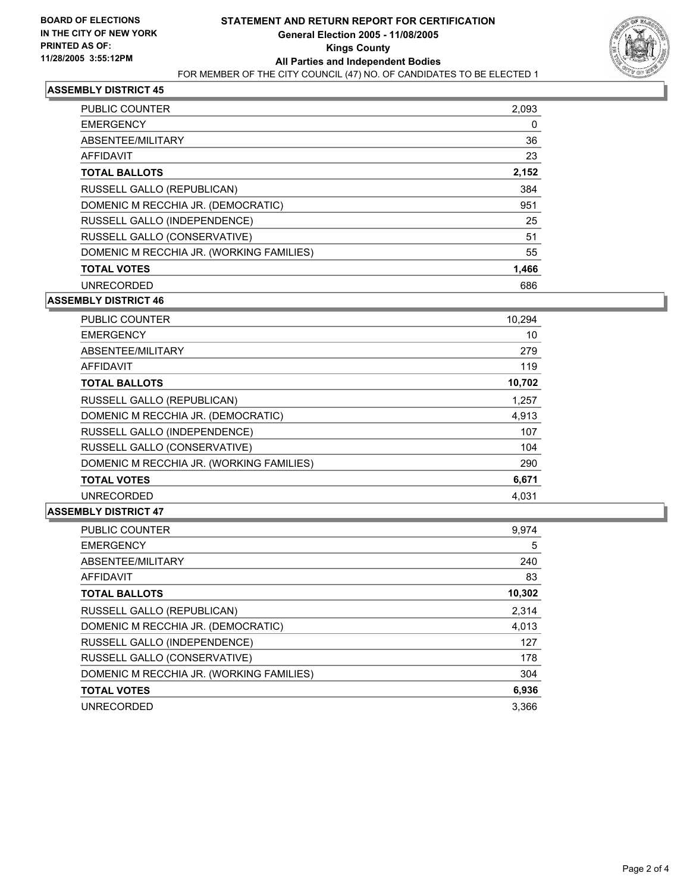**BOARD OF ELECTIONS IN THE CITY OF NEW YORK PRINTED AS OF: 11/28/2005 3:55:12PM**

# STATEMENT AND RETURN REPORT FOR CERTIFICATION
## General Election 2005 - 11/08/2005
## Kings County
## All Parties and Independent Bodies
FOR MEMBER OF THE CITY COUNCIL (47) NO. OF CANDIDATES TO BE ELECTED 1

### ASSEMBLY DISTRICT 45

| | |
|---|---|
| PUBLIC COUNTER | 2,093 |
| EMERGENCY | 0 |
| ABSENTEE/MILITARY | 36 |
| AFFIDAVIT | 23 |
| **TOTAL BALLOTS** | **2,152** |
| RUSSELL GALLO (REPUBLICAN) | 384 |
| DOMENIC M RECCHIA JR. (DEMOCRATIC) | 951 |
| RUSSELL GALLO (INDEPENDENCE) | 25 |
| RUSSELL GALLO (CONSERVATIVE) | 51 |
| DOMENIC M RECCHIA JR. (WORKING FAMILIES) | 55 |
| **TOTAL VOTES** | **1,466** |
| UNRECORDED | 686 |

### ASSEMBLY DISTRICT 46

| | |
|---|---|
| PUBLIC COUNTER | 10,294 |
| EMERGENCY | 10 |
| ABSENTEE/MILITARY | 279 |
| AFFIDAVIT | 119 |
| **TOTAL BALLOTS** | **10,702** |
| RUSSELL GALLO (REPUBLICAN) | 1,257 |
| DOMENIC M RECCHIA JR. (DEMOCRATIC) | 4,913 |
| RUSSELL GALLO (INDEPENDENCE) | 107 |
| RUSSELL GALLO (CONSERVATIVE) | 104 |
| DOMENIC M RECCHIA JR. (WORKING FAMILIES) | 290 |
| **TOTAL VOTES** | **6,671** |
| UNRECORDED | 4,031 |

### ASSEMBLY DISTRICT 47

| | |
|---|---|
| PUBLIC COUNTER | 9,974 |
| EMERGENCY | 5 |
| ABSENTEE/MILITARY | 240 |
| AFFIDAVIT | 83 |
| **TOTAL BALLOTS** | **10,302** |
| RUSSELL GALLO (REPUBLICAN) | 2,314 |
| DOMENIC M RECCHIA JR. (DEMOCRATIC) | 4,013 |
| RUSSELL GALLO (INDEPENDENCE) | 127 |
| RUSSELL GALLO (CONSERVATIVE) | 178 |
| DOMENIC M RECCHIA JR. (WORKING FAMILIES) | 304 |
| **TOTAL VOTES** | **6,936** |
| UNRECORDED | 3,366 |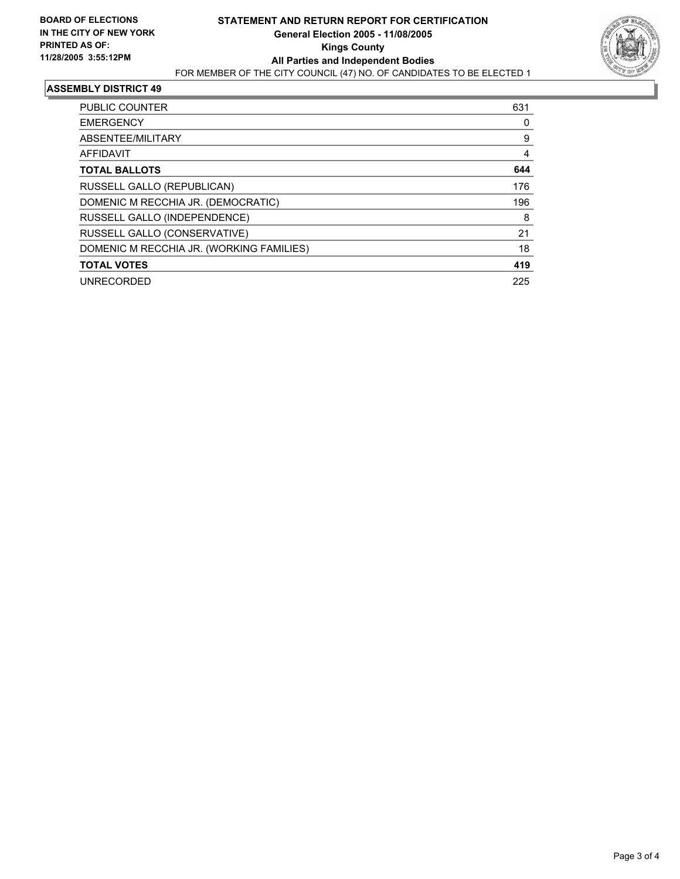**BOARD OF ELECTIONS IN THE CITY OF NEW YORK PRINTED AS OF: 11/28/2005 3:55:12PM**

# STATEMENT AND RETURN REPORT FOR CERTIFICATION

**General Election 2005 - 11/08/2005**
**Kings County**
**All Parties and Independent Bodies**
FOR MEMBER OF THE CITY COUNCIL (47) NO. OF CANDIDATES TO BE ELECTED 1

## ASSEMBLY DISTRICT 49

| | |
|---|---|
| PUBLIC COUNTER | 631 |
| EMERGENCY | 0 |
| ABSENTEE/MILITARY | 9 |
| AFFIDAVIT | 4 |
| **TOTAL BALLOTS** | **644** |
| RUSSELL GALLO (REPUBLICAN) | 176 |
| DOMENIC M RECCHIA JR. (DEMOCRATIC) | 196 |
| RUSSELL GALLO (INDEPENDENCE) | 8 |
| RUSSELL GALLO (CONSERVATIVE) | 21 |
| DOMENIC M RECCHIA JR. (WORKING FAMILIES) | 18 |
| **TOTAL VOTES** | **419** |
| UNRECORDED | 225 |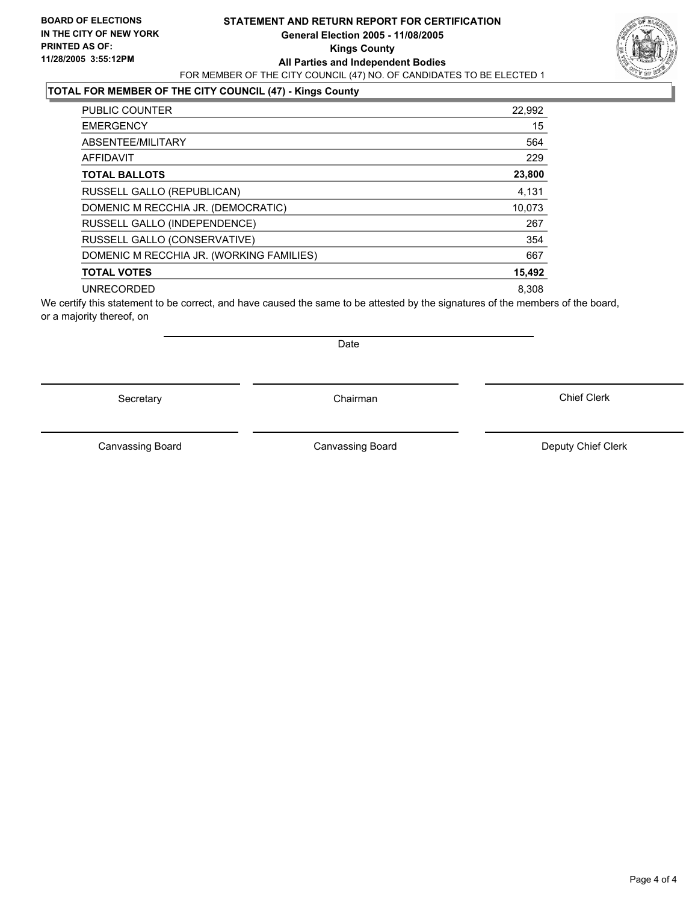**BOARD OF ELECTIONS IN THE CITY OF NEW YORK PRINTED AS OF: 11/28/2005 3:55:12PM**

# STATEMENT AND RETURN REPORT FOR CERTIFICATION
## General Election 2005 - 11/08/2005
## Kings County
## All Parties and Independent Bodies

FOR MEMBER OF THE CITY COUNCIL (47) NO. OF CANDIDATES TO BE ELECTED 1

### TOTAL FOR MEMBER OF THE CITY COUNCIL (47) - Kings County

| | |
|---|---|
| PUBLIC COUNTER | 22,992 |
| EMERGENCY | 15 |
| ABSENTEE/MILITARY | 564 |
| AFFIDAVIT | 229 |
| **TOTAL BALLOTS** | **23,800** |
| RUSSELL GALLO (REPUBLICAN) | 4,131 |
| DOMENIC M RECCHIA JR. (DEMOCRATIC) | 10,073 |
| RUSSELL GALLO (INDEPENDENCE) | 267 |
| RUSSELL GALLO (CONSERVATIVE) | 354 |
| DOMENIC M RECCHIA JR. (WORKING FAMILIES) | 667 |
| **TOTAL VOTES** | **15,492** |
| UNRECORDED | 8,308 |

We certify this statement to be correct, and have caused the same to be attested by the signatures of the members of the board, or a majority thereof, on

Date

Secretary | Chairman | Chief Clerk

Canvassing Board | Canvassing Board | Deputy Chief Clerk